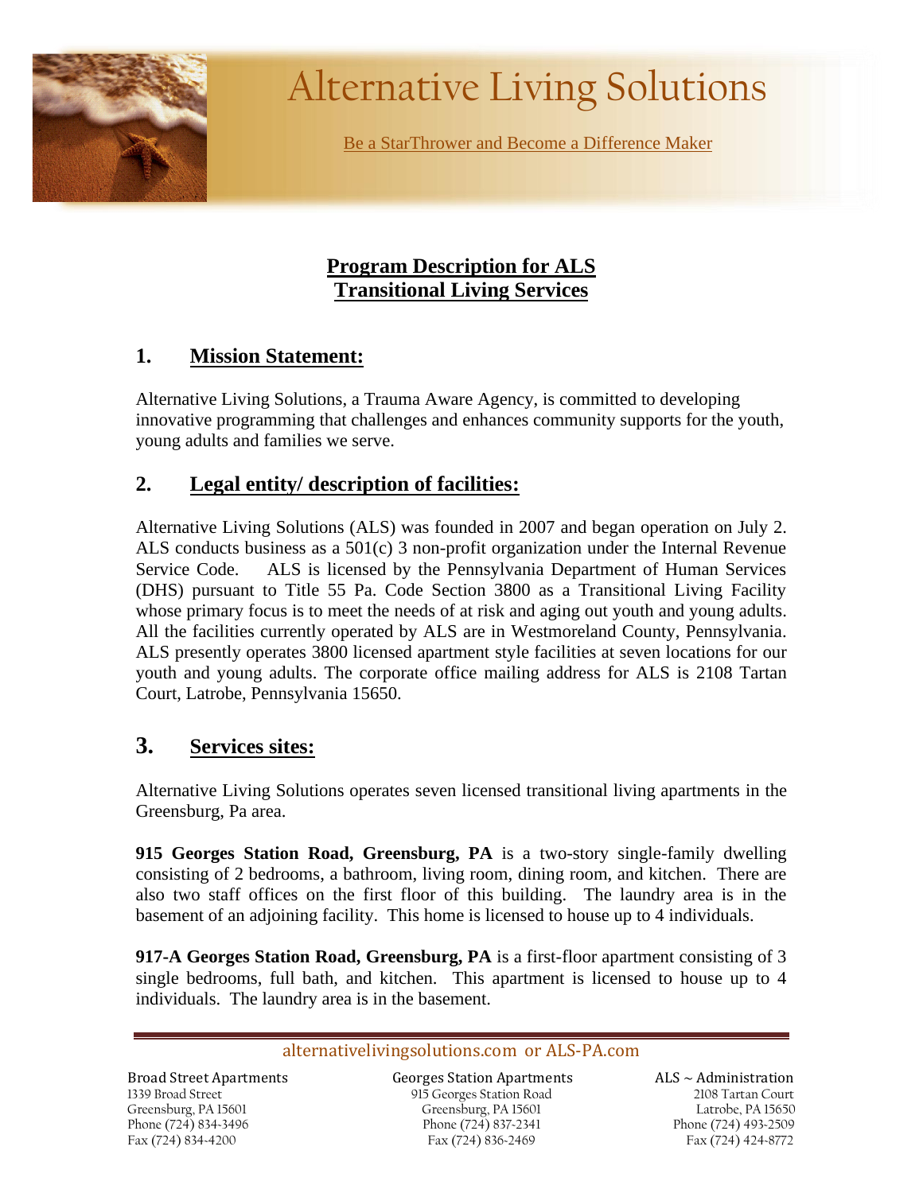# Alternative Living Solutions

Be a StarThrower and Become a Difference Maker

## Program Description for ALS Transitional Living Services

## 1. Mission Statement:

Alternative Living Solutions, a Trauma Aware Agency, is committed to developing innovative programming that challenges and enhances community supports for the youth, young adults and families we serve.

## 2. Legal entity/ description of facilities:

Alternative Living Solutions (ALS) was founded in 2007 and began operation on July 2. ALS conducts business as a 501(c) 3 non-profit organization under the Internal Revenue Service Code. ALS is licensed by the Pennsylvania Department of Human Services (DHS) pursuant to Title 55 Pa. Code Section 3800 as a Transitional Living Facility whose primary focus is to meet the needs of at risk and aging out youth and young adults. All the facilities currently operated by ALS are in Westmoreland County, Pennsylvania. ALS presently operates 3800 licensed apartment style facilities at seven locations for our youth and young adults. The corporate office mailing address for ALS is 2108 Tartan Court, Latrobe, Pennsylvania 15650.

## 3. Services sites:

Alternative Living Solutions operates seven licensed transitional living apartments in the Greensburg, Pa area.

**915 Georges Station Road, Greensburg, PA** is a two-story single-family dwelling consisting of 2 bedrooms, a bathroom, living room, dining room, and kitchen. There are also two staff offices on the first floor of this building. The laundry area is in the basement of an adjoining facility. This home is licensed to house up to 4 individuals.

**917-A Georges Station Road, Greensburg, PA** is a first-floor apartment consisting of 3 single bedrooms, full bath, and kitchen. This apartment is licensed to house up to 4 individuals. The laundry area is in the basement.

alternativelivingsolutions.com or ALS-PA.com

Broad Street Apartments
1339 Broad Street
Greensburg, PA 15601
Phone (724) 834-3496
Fax (724) 834-4200

Georges Station Apartments
915 Georges Station Road
Greensburg, PA 15601
Phone (724) 837-2341
Fax (724) 836-2469

ALS ~ Administration
2108 Tartan Court
Latrobe, PA 15650
Phone (724) 493-2509
Fax (724) 424-8772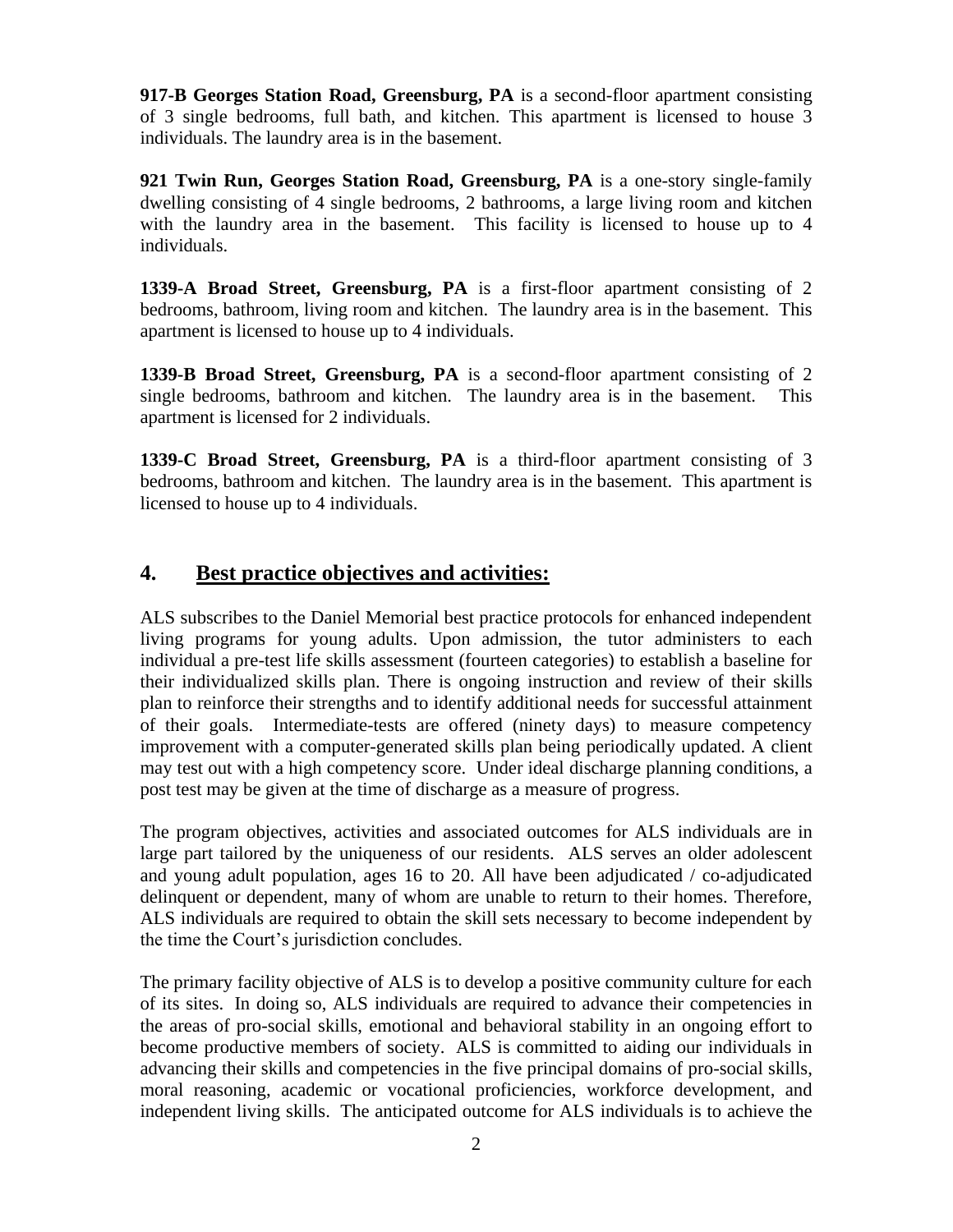**917-B Georges Station Road, Greensburg, PA** is a second-floor apartment consisting of 3 single bedrooms, full bath, and kitchen. This apartment is licensed to house 3 individuals. The laundry area is in the basement.

**921 Twin Run, Georges Station Road, Greensburg, PA** is a one-story single-family dwelling consisting of 4 single bedrooms, 2 bathrooms, a large living room and kitchen with the laundry area in the basement. This facility is licensed to house up to 4 individuals.

**1339-A Broad Street, Greensburg, PA** is a first-floor apartment consisting of 2 bedrooms, bathroom, living room and kitchen. The laundry area is in the basement. This apartment is licensed to house up to 4 individuals.

**1339-B Broad Street, Greensburg, PA** is a second-floor apartment consisting of 2 single bedrooms, bathroom and kitchen. The laundry area is in the basement. This apartment is licensed for 2 individuals.

**1339-C Broad Street, Greensburg, PA** is a third-floor apartment consisting of 3 bedrooms, bathroom and kitchen. The laundry area is in the basement. This apartment is licensed to house up to 4 individuals.

## 4. <u>Best practice objectives and activities:</u>

ALS subscribes to the Daniel Memorial best practice protocols for enhanced independent living programs for young adults. Upon admission, the tutor administers to each individual a pre-test life skills assessment (fourteen categories) to establish a baseline for their individualized skills plan. There is ongoing instruction and review of their skills plan to reinforce their strengths and to identify additional needs for successful attainment of their goals. Intermediate-tests are offered (ninety days) to measure competency improvement with a computer-generated skills plan being periodically updated. A client may test out with a high competency score. Under ideal discharge planning conditions, a post test may be given at the time of discharge as a measure of progress.

The program objectives, activities and associated outcomes for ALS individuals are in large part tailored by the uniqueness of our residents. ALS serves an older adolescent and young adult population, ages 16 to 20. All have been adjudicated / co-adjudicated delinquent or dependent, many of whom are unable to return to their homes. Therefore, ALS individuals are required to obtain the skill sets necessary to become independent by the time the Court's jurisdiction concludes.

The primary facility objective of ALS is to develop a positive community culture for each of its sites. In doing so, ALS individuals are required to advance their competencies in the areas of pro-social skills, emotional and behavioral stability in an ongoing effort to become productive members of society. ALS is committed to aiding our individuals in advancing their skills and competencies in the five principal domains of pro-social skills, moral reasoning, academic or vocational proficiencies, workforce development, and independent living skills. The anticipated outcome for ALS individuals is to achieve the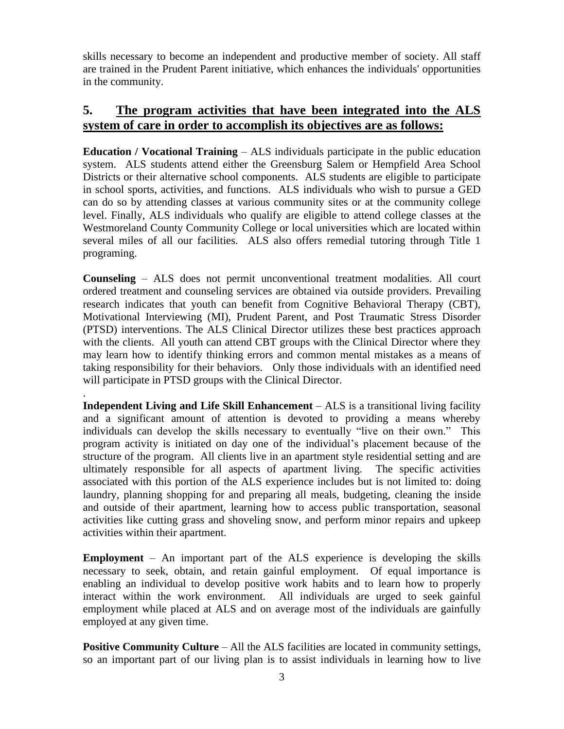skills necessary to become an independent and productive member of society. All staff are trained in the Prudent Parent initiative, which enhances the individuals' opportunities in the community.

## 5. The program activities that have been integrated into the ALS system of care in order to accomplish its objectives are as follows:

**Education / Vocational Training** – ALS individuals participate in the public education system. ALS students attend either the Greensburg Salem or Hempfield Area School Districts or their alternative school components. ALS students are eligible to participate in school sports, activities, and functions. ALS individuals who wish to pursue a GED can do so by attending classes at various community sites or at the community college level. Finally, ALS individuals who qualify are eligible to attend college classes at the Westmoreland County Community College or local universities which are located within several miles of all our facilities. ALS also offers remedial tutoring through Title 1 programing.

**Counseling** – ALS does not permit unconventional treatment modalities. All court ordered treatment and counseling services are obtained via outside providers. Prevailing research indicates that youth can benefit from Cognitive Behavioral Therapy (CBT), Motivational Interviewing (MI), Prudent Parent, and Post Traumatic Stress Disorder (PTSD) interventions. The ALS Clinical Director utilizes these best practices approach with the clients. All youth can attend CBT groups with the Clinical Director where they may learn how to identify thinking errors and common mental mistakes as a means of taking responsibility for their behaviors. Only those individuals with an identified need will participate in PTSD groups with the Clinical Director.

.

**Independent Living and Life Skill Enhancement** – ALS is a transitional living facility and a significant amount of attention is devoted to providing a means whereby individuals can develop the skills necessary to eventually "live on their own." This program activity is initiated on day one of the individual's placement because of the structure of the program. All clients live in an apartment style residential setting and are ultimately responsible for all aspects of apartment living. The specific activities associated with this portion of the ALS experience includes but is not limited to: doing laundry, planning shopping for and preparing all meals, budgeting, cleaning the inside and outside of their apartment, learning how to access public transportation, seasonal activities like cutting grass and shoveling snow, and perform minor repairs and upkeep activities within their apartment.

**Employment** – An important part of the ALS experience is developing the skills necessary to seek, obtain, and retain gainful employment. Of equal importance is enabling an individual to develop positive work habits and to learn how to properly interact within the work environment. All individuals are urged to seek gainful employment while placed at ALS and on average most of the individuals are gainfully employed at any given time.

**Positive Community Culture** – All the ALS facilities are located in community settings, so an important part of our living plan is to assist individuals in learning how to live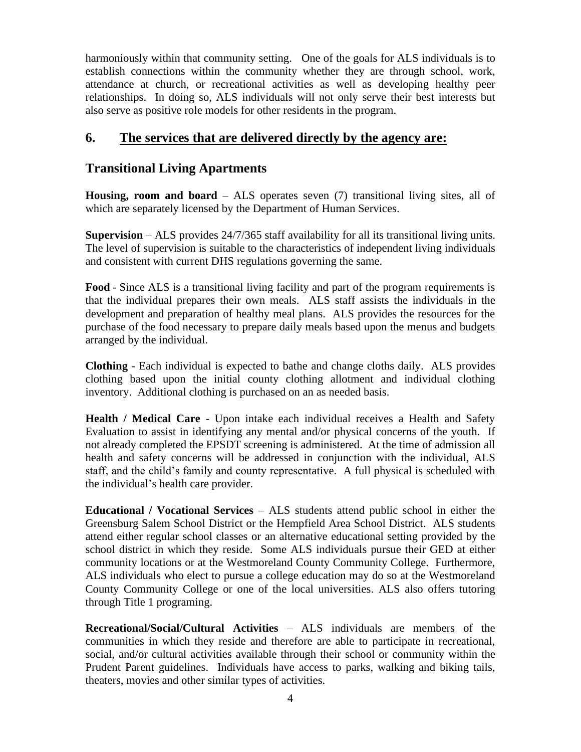harmoniously within that community setting. One of the goals for ALS individuals is to establish connections within the community whether they are through school, work, attendance at church, or recreational activities as well as developing healthy peer relationships. In doing so, ALS individuals will not only serve their best interests but also serve as positive role models for other residents in the program.

## 6. <u>The services that are delivered directly by the agency are:</u>

## Transitional Living Apartments

**Housing, room and board** – ALS operates seven (7) transitional living sites, all of which are separately licensed by the Department of Human Services.

**Supervision** – ALS provides 24/7/365 staff availability for all its transitional living units. The level of supervision is suitable to the characteristics of independent living individuals and consistent with current DHS regulations governing the same.

**Food** - Since ALS is a transitional living facility and part of the program requirements is that the individual prepares their own meals. ALS staff assists the individuals in the development and preparation of healthy meal plans. ALS provides the resources for the purchase of the food necessary to prepare daily meals based upon the menus and budgets arranged by the individual.

**Clothing** - Each individual is expected to bathe and change cloths daily. ALS provides clothing based upon the initial county clothing allotment and individual clothing inventory. Additional clothing is purchased on an as needed basis.

**Health / Medical Care** - Upon intake each individual receives a Health and Safety Evaluation to assist in identifying any mental and/or physical concerns of the youth. If not already completed the EPSDT screening is administered. At the time of admission all health and safety concerns will be addressed in conjunction with the individual, ALS staff, and the child's family and county representative. A full physical is scheduled with the individual's health care provider.

**Educational / Vocational Services** – ALS students attend public school in either the Greensburg Salem School District or the Hempfield Area School District. ALS students attend either regular school classes or an alternative educational setting provided by the school district in which they reside. Some ALS individuals pursue their GED at either community locations or at the Westmoreland County Community College. Furthermore, ALS individuals who elect to pursue a college education may do so at the Westmoreland County Community College or one of the local universities. ALS also offers tutoring through Title 1 programing.

**Recreational/Social/Cultural Activities** – ALS individuals are members of the communities in which they reside and therefore are able to participate in recreational, social, and/or cultural activities available through their school or community within the Prudent Parent guidelines. Individuals have access to parks, walking and biking tails, theaters, movies and other similar types of activities.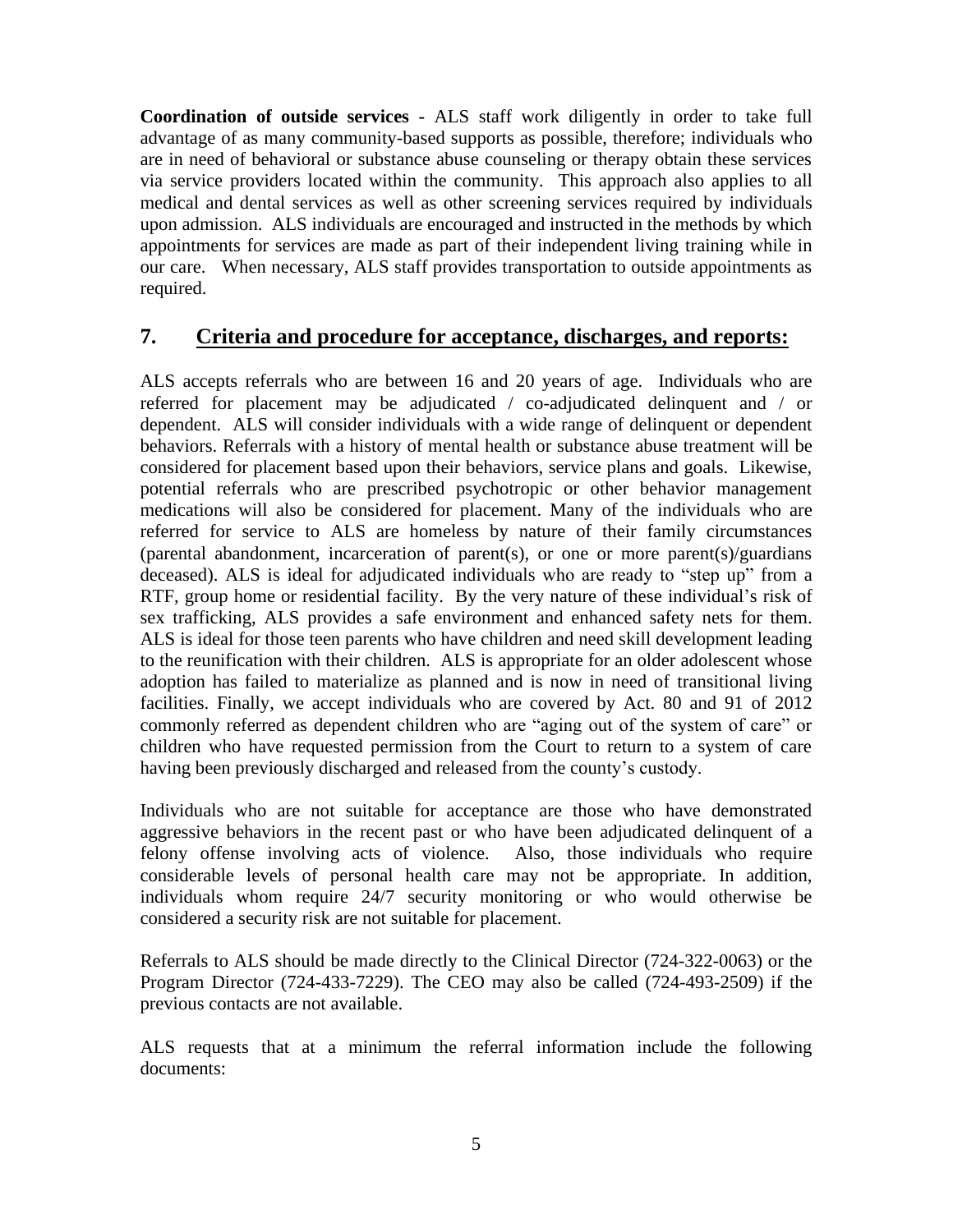**Coordination of outside services -** ALS staff work diligently in order to take full advantage of as many community-based supports as possible, therefore; individuals who are in need of behavioral or substance abuse counseling or therapy obtain these services via service providers located within the community. This approach also applies to all medical and dental services as well as other screening services required by individuals upon admission. ALS individuals are encouraged and instructed in the methods by which appointments for services are made as part of their independent living training while in our care. When necessary, ALS staff provides transportation to outside appointments as required.

## 7. Criteria and procedure for acceptance, discharges, and reports:

ALS accepts referrals who are between 16 and 20 years of age. Individuals who are referred for placement may be adjudicated / co-adjudicated delinquent and / or dependent. ALS will consider individuals with a wide range of delinquent or dependent behaviors. Referrals with a history of mental health or substance abuse treatment will be considered for placement based upon their behaviors, service plans and goals. Likewise, potential referrals who are prescribed psychotropic or other behavior management medications will also be considered for placement. Many of the individuals who are referred for service to ALS are homeless by nature of their family circumstances (parental abandonment, incarceration of parent(s), or one or more parent(s)/guardians deceased). ALS is ideal for adjudicated individuals who are ready to "step up" from a RTF, group home or residential facility. By the very nature of these individual's risk of sex trafficking, ALS provides a safe environment and enhanced safety nets for them. ALS is ideal for those teen parents who have children and need skill development leading to the reunification with their children. ALS is appropriate for an older adolescent whose adoption has failed to materialize as planned and is now in need of transitional living facilities. Finally, we accept individuals who are covered by Act. 80 and 91 of 2012 commonly referred as dependent children who are "aging out of the system of care" or children who have requested permission from the Court to return to a system of care having been previously discharged and released from the county's custody.

Individuals who are not suitable for acceptance are those who have demonstrated aggressive behaviors in the recent past or who have been adjudicated delinquent of a felony offense involving acts of violence. Also, those individuals who require considerable levels of personal health care may not be appropriate. In addition, individuals whom require 24/7 security monitoring or who would otherwise be considered a security risk are not suitable for placement.

Referrals to ALS should be made directly to the Clinical Director (724-322-0063) or the Program Director (724-433-7229). The CEO may also be called (724-493-2509) if the previous contacts are not available.

ALS requests that at a minimum the referral information include the following documents: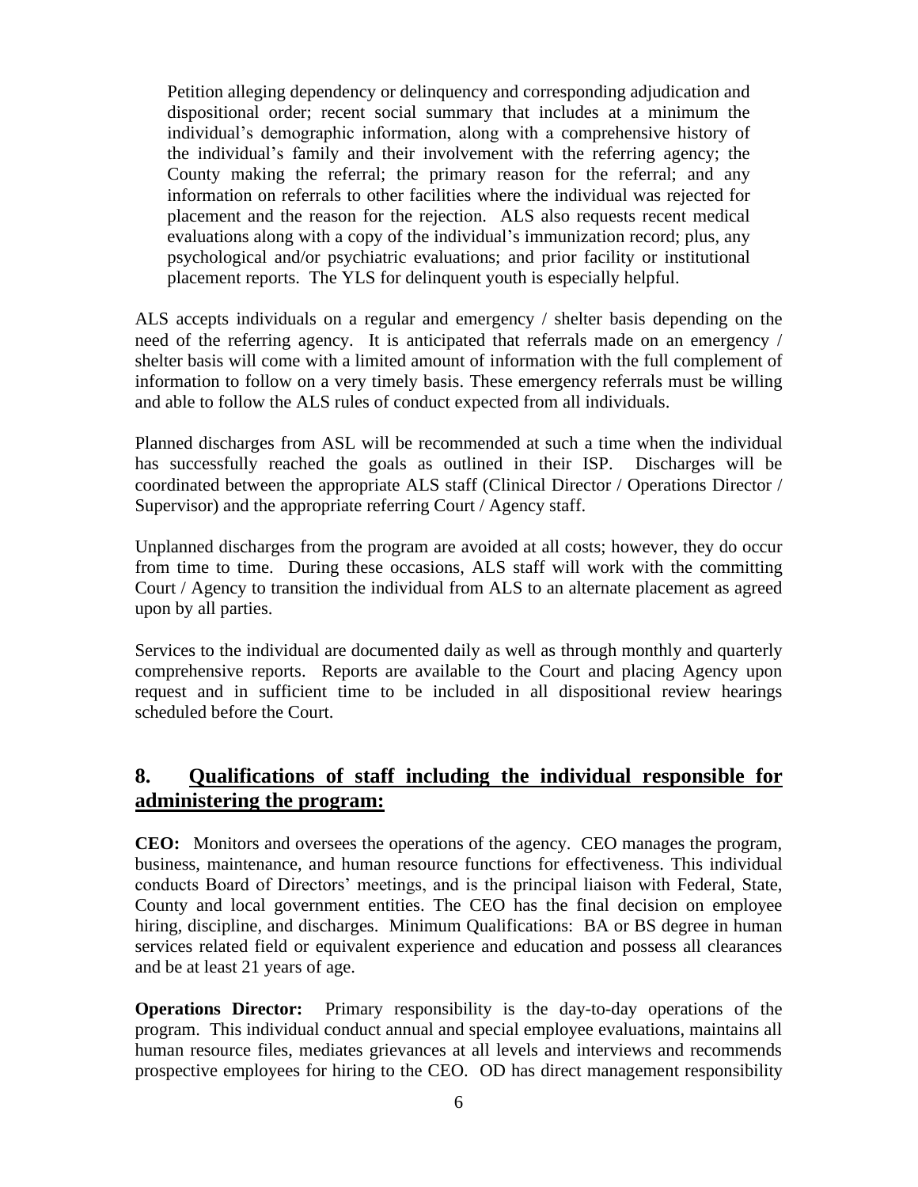Petition alleging dependency or delinquency and corresponding adjudication and dispositional order; recent social summary that includes at a minimum the individual's demographic information, along with a comprehensive history of the individual's family and their involvement with the referring agency; the County making the referral; the primary reason for the referral; and any information on referrals to other facilities where the individual was rejected for placement and the reason for the rejection. ALS also requests recent medical evaluations along with a copy of the individual's immunization record; plus, any psychological and/or psychiatric evaluations; and prior facility or institutional placement reports. The YLS for delinquent youth is especially helpful.

ALS accepts individuals on a regular and emergency / shelter basis depending on the need of the referring agency. It is anticipated that referrals made on an emergency / shelter basis will come with a limited amount of information with the full complement of information to follow on a very timely basis. These emergency referrals must be willing and able to follow the ALS rules of conduct expected from all individuals.

Planned discharges from ASL will be recommended at such a time when the individual has successfully reached the goals as outlined in their ISP. Discharges will be coordinated between the appropriate ALS staff (Clinical Director / Operations Director / Supervisor) and the appropriate referring Court / Agency staff.

Unplanned discharges from the program are avoided at all costs; however, they do occur from time to time. During these occasions, ALS staff will work with the committing Court / Agency to transition the individual from ALS to an alternate placement as agreed upon by all parties.

Services to the individual are documented daily as well as through monthly and quarterly comprehensive reports. Reports are available to the Court and placing Agency upon request and in sufficient time to be included in all dispositional review hearings scheduled before the Court.

## 8. Qualifications of staff including the individual responsible for administering the program:

**CEO:** Monitors and oversees the operations of the agency. CEO manages the program, business, maintenance, and human resource functions for effectiveness. This individual conducts Board of Directors' meetings, and is the principal liaison with Federal, State, County and local government entities. The CEO has the final decision on employee hiring, discipline, and discharges. Minimum Qualifications: BA or BS degree in human services related field or equivalent experience and education and possess all clearances and be at least 21 years of age.

**Operations Director:** Primary responsibility is the day-to-day operations of the program. This individual conduct annual and special employee evaluations, maintains all human resource files, mediates grievances at all levels and interviews and recommends prospective employees for hiring to the CEO. OD has direct management responsibility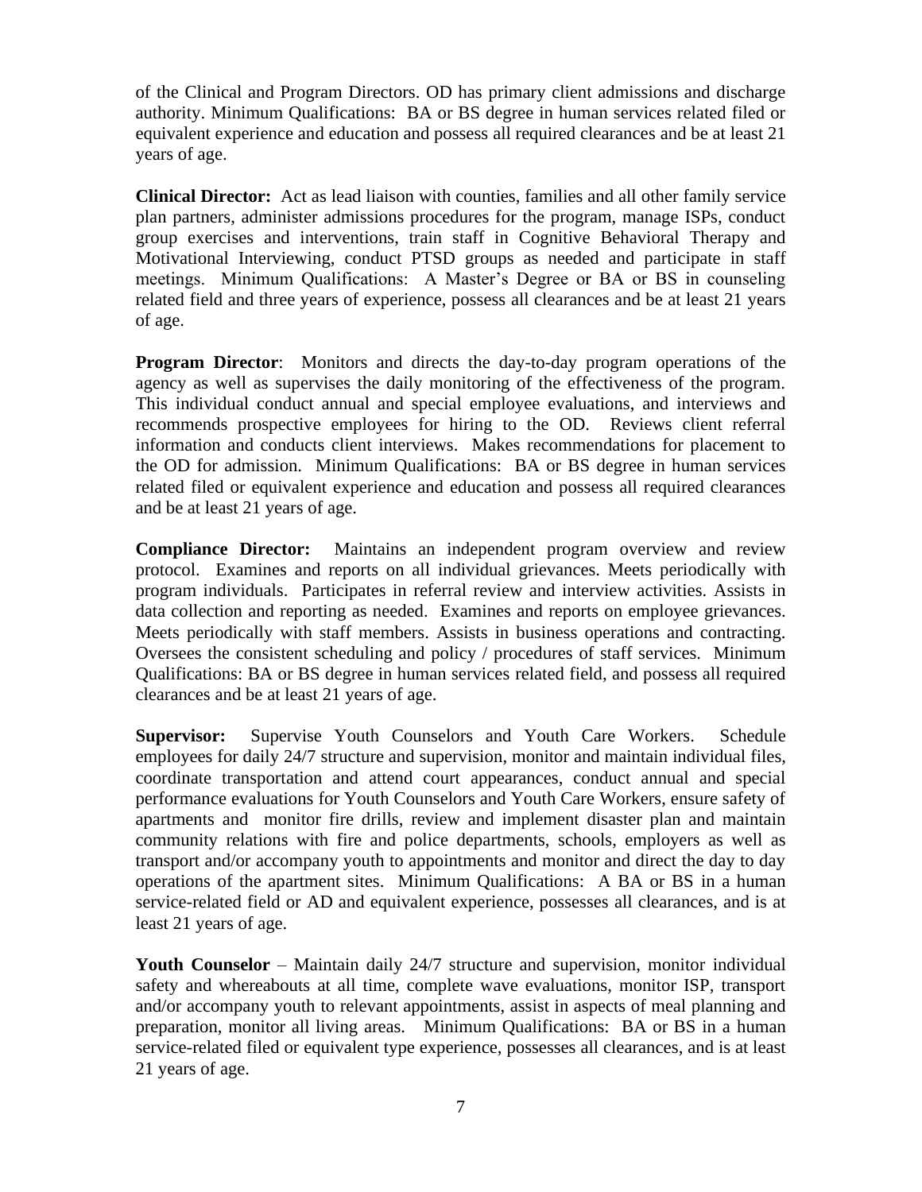of the Clinical and Program Directors. OD has primary client admissions and discharge authority. Minimum Qualifications: BA or BS degree in human services related filed or equivalent experience and education and possess all required clearances and be at least 21 years of age.

**Clinical Director:** Act as lead liaison with counties, families and all other family service plan partners, administer admissions procedures for the program, manage ISPs, conduct group exercises and interventions, train staff in Cognitive Behavioral Therapy and Motivational Interviewing, conduct PTSD groups as needed and participate in staff meetings. Minimum Qualifications: A Master's Degree or BA or BS in counseling related field and three years of experience, possess all clearances and be at least 21 years of age.

**Program Director**: Monitors and directs the day-to-day program operations of the agency as well as supervises the daily monitoring of the effectiveness of the program. This individual conduct annual and special employee evaluations, and interviews and recommends prospective employees for hiring to the OD. Reviews client referral information and conducts client interviews. Makes recommendations for placement to the OD for admission. Minimum Qualifications: BA or BS degree in human services related filed or equivalent experience and education and possess all required clearances and be at least 21 years of age.

**Compliance Director:** Maintains an independent program overview and review protocol. Examines and reports on all individual grievances. Meets periodically with program individuals. Participates in referral review and interview activities. Assists in data collection and reporting as needed. Examines and reports on employee grievances. Meets periodically with staff members. Assists in business operations and contracting. Oversees the consistent scheduling and policy / procedures of staff services. Minimum Qualifications: BA or BS degree in human services related field, and possess all required clearances and be at least 21 years of age.

**Supervisor:** Supervise Youth Counselors and Youth Care Workers. Schedule employees for daily 24/7 structure and supervision, monitor and maintain individual files, coordinate transportation and attend court appearances, conduct annual and special performance evaluations for Youth Counselors and Youth Care Workers, ensure safety of apartments and monitor fire drills, review and implement disaster plan and maintain community relations with fire and police departments, schools, employers as well as transport and/or accompany youth to appointments and monitor and direct the day to day operations of the apartment sites. Minimum Qualifications: A BA or BS in a human service-related field or AD and equivalent experience, possesses all clearances, and is at least 21 years of age.

**Youth Counselor** – Maintain daily 24/7 structure and supervision, monitor individual safety and whereabouts at all time, complete wave evaluations, monitor ISP, transport and/or accompany youth to relevant appointments, assist in aspects of meal planning and preparation, monitor all living areas. Minimum Qualifications: BA or BS in a human service-related filed or equivalent type experience, possesses all clearances, and is at least 21 years of age.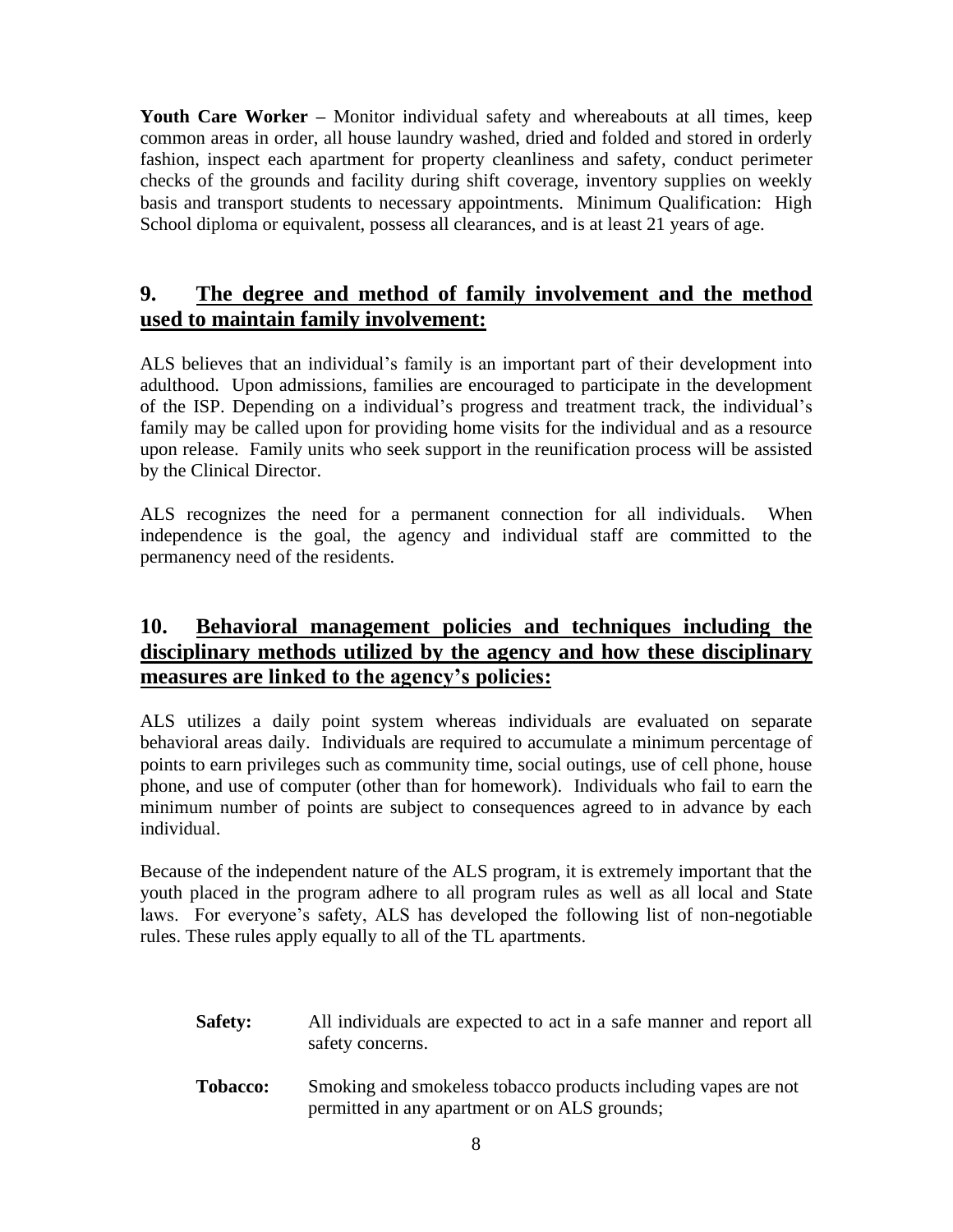**Youth Care Worker –** Monitor individual safety and whereabouts at all times, keep common areas in order, all house laundry washed, dried and folded and stored in orderly fashion, inspect each apartment for property cleanliness and safety, conduct perimeter checks of the grounds and facility during shift coverage, inventory supplies on weekly basis and transport students to necessary appointments. Minimum Qualification: High School diploma or equivalent, possess all clearances, and is at least 21 years of age.

## 9. The degree and method of family involvement and the method used to maintain family involvement:

ALS believes that an individual's family is an important part of their development into adulthood. Upon admissions, families are encouraged to participate in the development of the ISP. Depending on a individual's progress and treatment track, the individual's family may be called upon for providing home visits for the individual and as a resource upon release. Family units who seek support in the reunification process will be assisted by the Clinical Director.

ALS recognizes the need for a permanent connection for all individuals. When independence is the goal, the agency and individual staff are committed to the permanency need of the residents.

## 10. Behavioral management policies and techniques including the disciplinary methods utilized by the agency and how these disciplinary measures are linked to the agency's policies:

ALS utilizes a daily point system whereas individuals are evaluated on separate behavioral areas daily. Individuals are required to accumulate a minimum percentage of points to earn privileges such as community time, social outings, use of cell phone, house phone, and use of computer (other than for homework). Individuals who fail to earn the minimum number of points are subject to consequences agreed to in advance by each individual.

Because of the independent nature of the ALS program, it is extremely important that the youth placed in the program adhere to all program rules as well as all local and State laws. For everyone's safety, ALS has developed the following list of non-negotiable rules. These rules apply equally to all of the TL apartments.

**Safety:** All individuals are expected to act in a safe manner and report all safety concerns.

**Tobacco:** Smoking and smokeless tobacco products including vapes are not permitted in any apartment or on ALS grounds;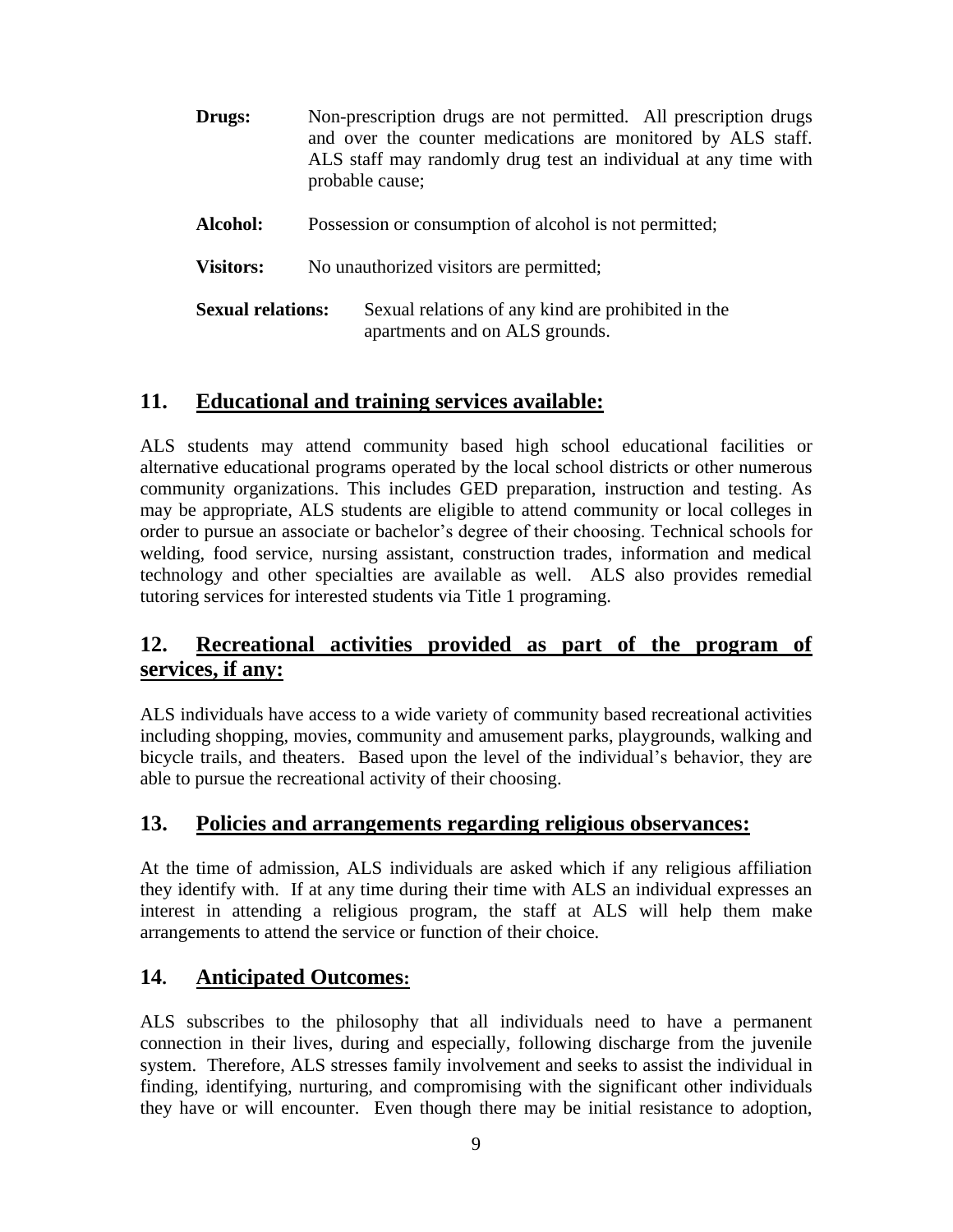**Drugs:** Non-prescription drugs are not permitted. All prescription drugs and over the counter medications are monitored by ALS staff. ALS staff may randomly drug test an individual at any time with probable cause;

**Alcohol:** Possession or consumption of alcohol is not permitted;

**Visitors:** No unauthorized visitors are permitted;

**Sexual relations:** Sexual relations of any kind are prohibited in the apartments and on ALS grounds.

## 11. Educational and training services available:

ALS students may attend community based high school educational facilities or alternative educational programs operated by the local school districts or other numerous community organizations. This includes GED preparation, instruction and testing. As may be appropriate, ALS students are eligible to attend community or local colleges in order to pursue an associate or bachelor's degree of their choosing. Technical schools for welding, food service, nursing assistant, construction trades, information and medical technology and other specialties are available as well. ALS also provides remedial tutoring services for interested students via Title 1 programing.

## 12. Recreational activities provided as part of the program of services, if any:

ALS individuals have access to a wide variety of community based recreational activities including shopping, movies, community and amusement parks, playgrounds, walking and bicycle trails, and theaters. Based upon the level of the individual's behavior, they are able to pursue the recreational activity of their choosing.

## 13. Policies and arrangements regarding religious observances:

At the time of admission, ALS individuals are asked which if any religious affiliation they identify with. If at any time during their time with ALS an individual expresses an interest in attending a religious program, the staff at ALS will help them make arrangements to attend the service or function of their choice.

## 14. Anticipated Outcomes:

ALS subscribes to the philosophy that all individuals need to have a permanent connection in their lives, during and especially, following discharge from the juvenile system. Therefore, ALS stresses family involvement and seeks to assist the individual in finding, identifying, nurturing, and compromising with the significant other individuals they have or will encounter. Even though there may be initial resistance to adoption,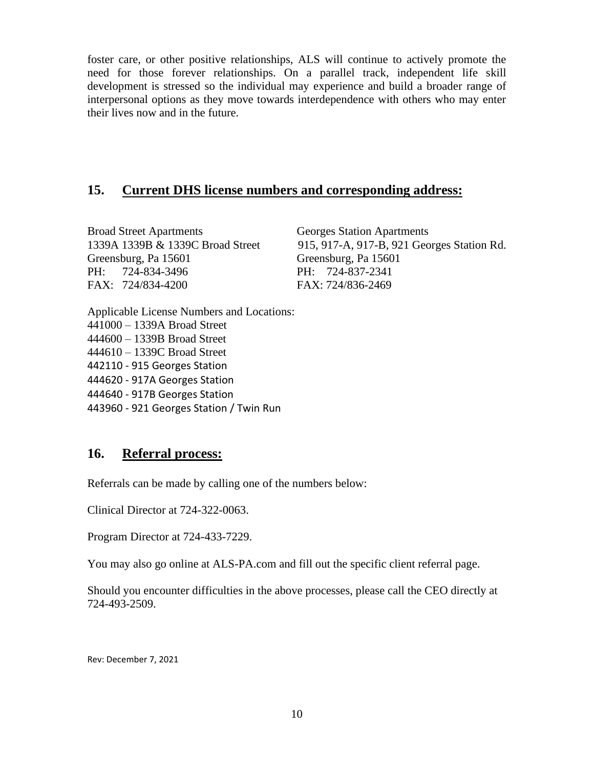foster care, or other positive relationships, ALS will continue to actively promote the need for those forever relationships. On a parallel track, independent life skill development is stressed so the individual may experience and build a broader range of interpersonal options as they move towards interdependence with others who may enter their lives now and in the future.

## 15. Current DHS license numbers and corresponding address:

Broad Street Apartments
1339A 1339B & 1339C Broad Street
Greensburg, Pa 15601
PH: 724-834-3496
FAX: 724/834-4200

Georges Station Apartments
915, 917-A, 917-B, 921 Georges Station Rd.
Greensburg, Pa 15601
PH: 724-837-2341
FAX: 724/836-2469

Applicable License Numbers and Locations:
441000 – 1339A Broad Street
444600 – 1339B Broad Street
444610 – 1339C Broad Street
442110 - 915 Georges Station
444620 - 917A Georges Station
444640 - 917B Georges Station
443960 - 921 Georges Station / Twin Run

## 16. Referral process:

Referrals can be made by calling one of the numbers below:

Clinical Director at 724-322-0063.

Program Director at 724-433-7229.

You may also go online at ALS-PA.com and fill out the specific client referral page.

Should you encounter difficulties in the above processes, please call the CEO directly at 724-493-2509.

Rev: December 7, 2021